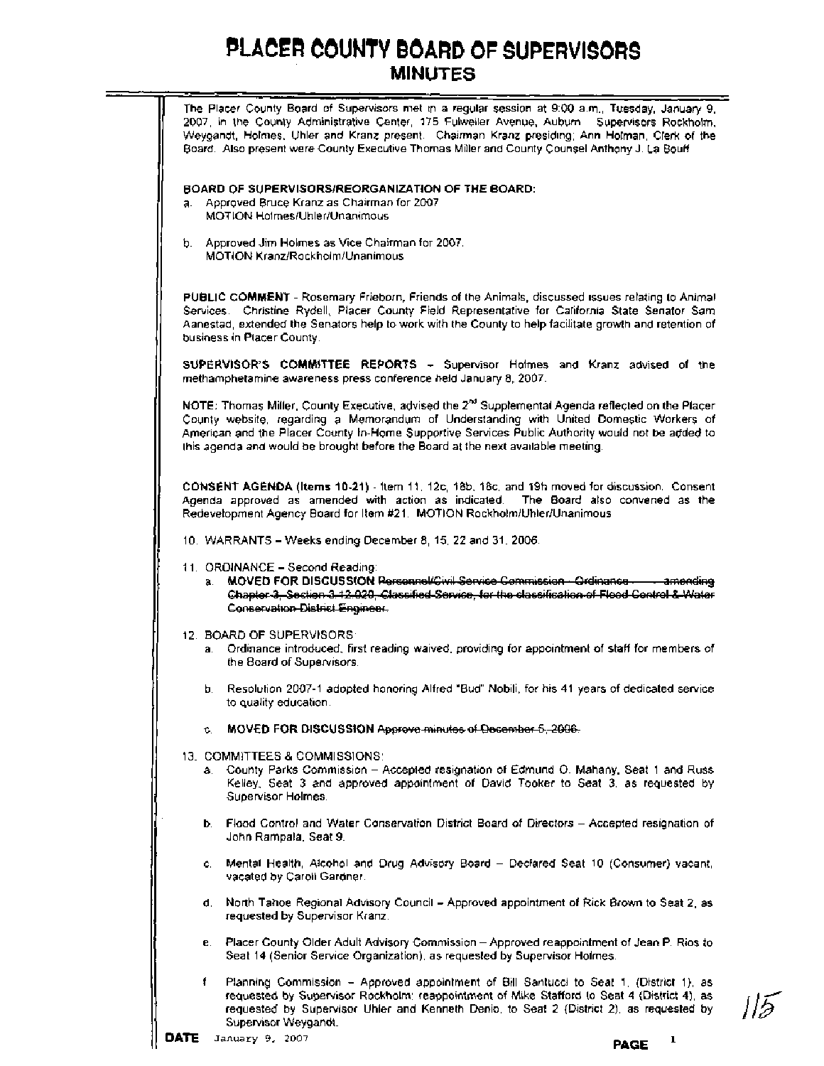# PLACER COUNTY BOARD OF SUPERVISORS

## MINUTES

The Placer County Board of Supervisors met in a regular session at 9:00 a.m., Tuesday, January 9, 2007, in the County Administrative Center, 175 Fulweiler Avenue, Auburn. Supervisors Rockholm, Weygandt, Holmes, Uhler and Kranz present. Chairman Kranz presiding; Ann Holman, Clerk of the Board. Also present were County Executive Thomas Miller and County Counsel Anthony J. La Bouff

**BOARD OF SUPERVISORS/REORGANIZATION OF THE BOARD:**

a. Approved Bruce Kranz as Chairman for 2007
MOTION Holmes/Uhler/Unanimous

b. Approved Jim Holmes as Vice Chairman for 2007.
MOTION Kranz/Rockholm/Unanimous

**PUBLIC COMMENT** - Rosemary Frieborn, Friends of the Animals, discussed issues relating to Animal Services. Christine Rydell, Placer County Field Representative for California State Senator Sam Aanestad, extended the Senators help to work with the County to help facilitate growth and retention of business in Placer County.

**SUPERVISOR'S COMMITTEE REPORTS** - Supervisor Holmes and Kranz advised of the methamphetamine awareness press conference held January 8, 2007.

**NOTE:** Thomas Miller, County Executive, advised the 2nd Supplemental Agenda reflected on the Placer County website, regarding a Memorandum of Understanding with United Domestic Workers of American and the Placer County In-Home Supportive Services Public Authority would not be added to this agenda and would be brought before the Board at the next available meeting.

**CONSENT AGENDA (Items 10-21)** - Item 11, 12c, 18b, 18c, and 19h moved for discussion. Consent Agenda approved as amended with action as indicated. The Board also convened as the Redevelopment Agency Board for Item #21. MOTION Rockholm/Uhler/Unanimous

10. WARRANTS – Weeks ending December 8, 15, 22 and 31, 2006.

11. ORDINANCE – Second Reading:
    a. **MOVED FOR DISCUSSION** ~~Personnel/Civil Service Commission - Ordinance - amending Chapter 3, Section 3.12.020, Classified Service, for the classification of Flood Control & Water Conservation District Engineer.~~

12. BOARD OF SUPERVISORS:
    a. Ordinance introduced, first reading waived, providing for appointment of staff for members of the Board of Supervisors.

    b. Resolution 2007-1 adopted honoring Alfred "Bud" Nobili, for his 41 years of dedicated service to quality education.

    c. **MOVED FOR DISCUSSION** ~~Approve minutes of December 5, 2006.~~

13. COMMITTEES & COMMISSIONS:
    a. County Parks Commission – Accepted resignation of Edmund O. Mahany, Seat 1 and Russ Kelley, Seat 3 and approved appointment of David Tooker to Seat 3, as requested by Supervisor Holmes.

    b. Flood Control and Water Conservation District Board of Directors – Accepted resignation of John Rampala, Seat 9.

    c. Mental Health, Alcohol and Drug Advisory Board – Declared Seat 10 (Consumer) vacant, vacated by Caroll Gardner.

    d. North Tahoe Regional Advisory Council – Approved appointment of Rick Brown to Seat 2, as requested by Supervisor Kranz.

    e. Placer County Older Adult Advisory Commission – Approved reappointment of Jean P. Rios to Seat 14 (Senior Service Organization), as requested by Supervisor Holmes.

    f. Planning Commission – Approved appointment of Bill Santucci to Seat 1, (District 1), as requested by Supervisor Rockholm; reappointment of Mike Stafford to Seat 4 (District 4), as requested by Supervisor Uhler and Kenneth Denio, to Seat 2 (District 2), as requested by Supervisor Weygandt.

**DATE** January 9, 2007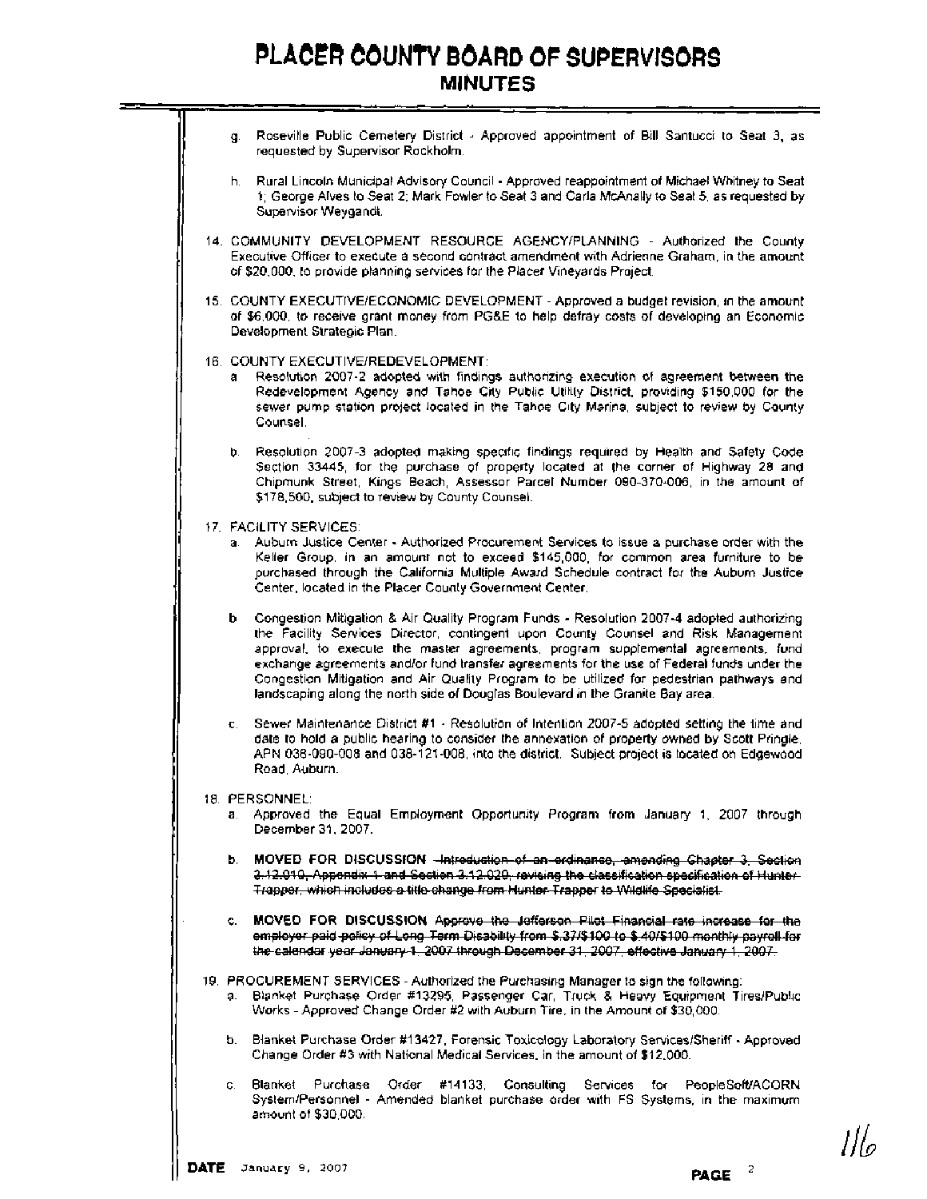g. Roseville Public Cemetery District - Approved appointment of Bill Santucci to Seat 3, as requested by Supervisor Rockholm.

h. Rural Lincoln Municipal Advisory Council - Approved reappointment of Michael Whitney to Seat 1; George Alves to Seat 2; Mark Fowler to Seat 3 and Carla McAnally to Seat 5, as requested by Supervisor Weygandt.

14. COMMUNITY DEVELOPMENT RESOURCE AGENCY/PLANNING - Authorized the County Executive Officer to execute a second contract amendment with Adrienne Graham, in the amount of $20,000, to provide planning services for the Placer Vineyards Project.

15. COUNTY EXECUTIVE/ECONOMIC DEVELOPMENT - Approved a budget revision, in the amount of $6,000, to receive grant money from PG&E to help defray costs of developing an Economic Development Strategic Plan.

16. COUNTY EXECUTIVE/REDEVELOPMENT:

   a. Resolution 2007-2 adopted with findings authorizing execution of agreement between the Redevelopment Agency and Tahoe City Public Utility District, providing $150,000 for the sewer pump station project located in the Tahoe City Marina, subject to review by County Counsel.

   b. Resolution 2007-3 adopted making specific findings required by Health and Safety Code Section 33445, for the purchase of property located at the corner of Highway 28 and Chipmunk Street, Kings Beach, Assessor Parcel Number 090-370-006, in the amount of $178,500, subject to review by County Counsel.

17. FACILITY SERVICES:

   a. Auburn Justice Center - Authorized Procurement Services to issue a purchase order with the Keller Group, in an amount not to exceed $145,000, for common area furniture to be purchased through the California Multiple Award Schedule contract for the Auburn Justice Center, located in the Placer County Government Center.

   b. Congestion Mitigation & Air Quality Program Funds - Resolution 2007-4 adopted authorizing the Facility Services Director, contingent upon County Counsel and Risk Management approval, to execute the master agreements, program supplemental agreements, fund exchange agreements and/or fund transfer agreements for the use of Federal funds under the Congestion Mitigation and Air Quality Program to be utilized for pedestrian pathways and landscaping along the north side of Douglas Boulevard in the Granite Bay area.

   c. Sewer Maintenance District #1 - Resolution of Intention 2007-5 adopted setting the time and date to hold a public hearing to consider the annexation of property owned by Scott Pringle, APN 038-090-008 and 038-121-008, into the district. Subject project is located on Edgewood Road, Auburn.

18. PERSONNEL:

   a. Approved the Equal Employment Opportunity Program from January 1, 2007 through December 31, 2007.

   b. **MOVED FOR DISCUSSION** ~~Introduction of an ordinance, amending Chapter 3, Section 3.12.010, Appendix 1 and Section 3.12.020, revising the classification specification of Hunter Trapper, which includes a title change from Hunter Trapper to Wildlife Specialist.~~

   c. **MOVED FOR DISCUSSION** ~~Approve the Jefferson Pilot Financial rate increase for the employer paid policy of Long Term Disability from $.37/$100 to $.40/$100 monthly payroll for the calendar year January 1, 2007 through December 31, 2007, effective January 1, 2007.~~

19. PROCUREMENT SERVICES - Authorized the Purchasing Manager to sign the following:

   a. Blanket Purchase Order #13295, Passenger Car, Truck & Heavy Equipment Tires/Public Works - Approved Change Order #2 with Auburn Tire, in the Amount of $30,000.

   b. Blanket Purchase Order #13427, Forensic Toxicology Laboratory Services/Sheriff - Approved Change Order #3 with National Medical Services, in the amount of $12,000.

   c. Blanket Purchase Order #14133, Consulting Services for PeopleSoft/ACORN System/Personnel - Amended blanket purchase order with FS Systems, in the maximum amount of $30,000.

116

**DATE** January 9, 2007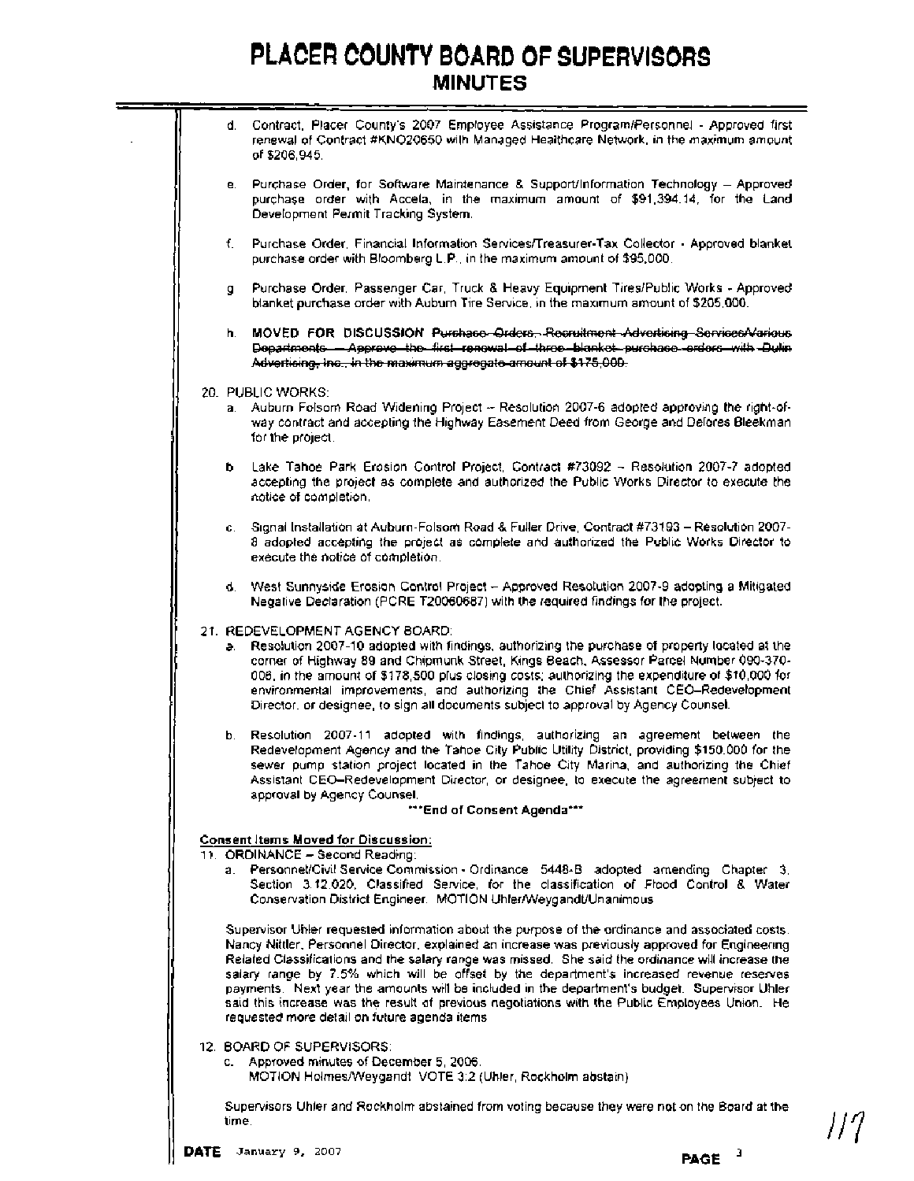# PLACER COUNTY BOARD OF SUPERVISORS
## MINUTES

d. Contract, Placer County's 2007 Employee Assistance Program/Personnel - Approved first renewal of Contract #KNO20650 with Managed Healthcare Network, in the maximum amount of $206,945.

e. Purchase Order, for Software Maintenance & Support/Information Technology – Approved purchase order with Accela, in the maximum amount of $91,394.14, for the Land Development Permit Tracking System.

f. Purchase Order, Financial Information Services/Treasurer-Tax Collector - Approved blanket purchase order with Bloomberg L.P., in the maximum amount of $95,000.

g. Purchase Order, Passenger Car, Truck & Heavy Equipment Tires/Public Works - Approved blanket purchase order with Auburn Tire Service, in the maximum amount of $205,000.

h. **MOVED FOR DISCUSSION** ~~Purchase Orders, Recruitment Advertising Services/Various Departments – Approve the first renewal of three blanket purchase orders with Dulin Advertising, Inc., in the maximum aggregate amount of $175,000.~~

20. PUBLIC WORKS:
    a. Auburn Folsom Road Widening Project – Resolution 2007-6 adopted approving the right-of-way contract and accepting the Highway Easement Deed from George and Delores Bleekman for the project.

    b. Lake Tahoe Park Erosion Control Project, Contract #73092 – Resolution 2007-7 adopted accepting the project as complete and authorized the Public Works Director to execute the notice of completion.

    c. Signal Installation at Auburn-Folsom Road & Fuller Drive, Contract #73193 – Resolution 2007-8 adopted accepting the project as complete and authorized the Public Works Director to execute the notice of completion.

    d. West Sunnyside Erosion Control Project – Approved Resolution 2007-9 adopting a Mitigated Negative Declaration (PCRE T20060687) with the required findings for the project.

21. REDEVELOPMENT AGENCY BOARD:
    a. Resolution 2007-10 adopted with findings, authorizing the purchase of property located at the corner of Highway 89 and Chipmunk Street, Kings Beach, Assessor Parcel Number 090-370-006, in the amount of $178,500 plus closing costs; authorizing the expenditure of $10,000 for environmental improvements, and authorizing the Chief Assistant CEO–Redevelopment Director, or designee, to sign all documents subject to approval by Agency Counsel.

    b. Resolution 2007-11 adopted with findings, authorizing an agreement between the Redevelopment Agency and the Tahoe City Public Utility District, providing $150,000 for the sewer pump station project located in the Tahoe City Marina, and authorizing the Chief Assistant CEO–Redevelopment Director, or designee, to execute the agreement subject to approval by Agency Counsel.

***End of Consent Agenda***

**Consent Items Moved for Discussion:**

11. ORDINANCE – Second Reading:
    a. Personnel/Civil Service Commission - Ordinance 5448-B adopted amending Chapter 3, Section 3.12.020, Classified Service, for the classification of Flood Control & Water Conservation District Engineer. MOTION Uhler/Weygandt/Unanimous

Supervisor Uhler requested information about the purpose of the ordinance and associated costs. Nancy Nittler, Personnel Director, explained an increase was previously approved for Engineering Related Classifications and the salary range was missed. She said the ordinance will increase the salary range by 7.5% which will be offset by the department's increased revenue reserves payments. Next year the amounts will be included in the department's budget. Supervisor Uhler said this increase was the result of previous negotiations with the Public Employees Union. He requested more detail on future agenda items.

12. BOARD OF SUPERVISORS:
    c. Approved minutes of December 5, 2006.
    MOTION Holmes/Weygandt VOTE 3:2 (Uhler, Rockholm abstain)

Supervisors Uhler and Rockholm abstained from voting because they were not on the Board at the time.

**DATE** January 9, 2007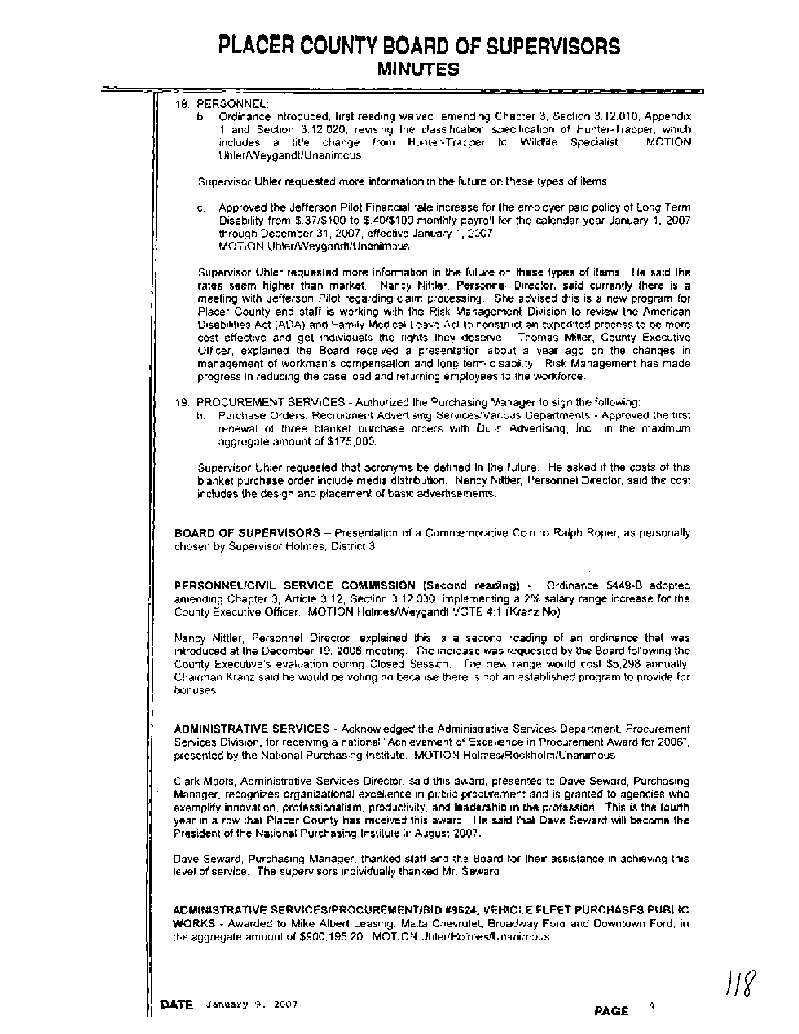18. PERSONNEL:
   b. Ordinance introduced, first reading waived, amending Chapter 3, Section 3.12.010, Appendix 1 and Section 3.12.020, revising the classification specification of Hunter-Trapper, which includes a title change from Hunter-Trapper to Wildlife Specialist. MOTION Uhler/Weygandt/Unanimous

   Supervisor Uhler requested more information in the future on these types of items.

   c. Approved the Jefferson Pilot Financial rate increase for the employer paid policy of Long Term Disability from $.37/$100 to $.40/$100 monthly payroll for the calendar year January 1, 2007 through December 31, 2007, effective January 1, 2007.
   MOTION Uhler/Weygandt/Unanimous

   Supervisor Uhler requested more information in the future on these types of items. He said the rates seem higher than market. Nancy Nittler, Personnel Director, said currently there is a meeting with Jefferson Pilot regarding claim processing. She advised this is a new program for Placer County and staff is working with the Risk Management Division to review the American Disabilities Act (ADA) and Family Medical Leave Act to construct an expedited process to be more cost effective and get individuals the rights they deserve. Thomas Miller, County Executive Officer, explained the Board received a presentation about a year ago on the changes in management of workman's compensation and long term disability. Risk Management has made progress in reducing the case load and returning employees to the workforce.

19. PROCUREMENT SERVICES - Authorized the Purchasing Manager to sign the following:
   h. Purchase Orders, Recruitment Advertising Services/Various Departments - Approved the first renewal of three blanket purchase orders with Dulin Advertising, Inc., in the maximum aggregate amount of $175,000.

   Supervisor Uhler requested that acronyms be defined in the future. He asked if the costs of this blanket purchase order include media distribution. Nancy Nittler, Personnel Director, said the cost includes the design and placement of basic advertisements.

**BOARD OF SUPERVISORS** – Presentation of a Commemorative Coin to Ralph Roper, as personally chosen by Supervisor Holmes, District 3.

**PERSONNEL/CIVIL SERVICE COMMISSION (Second reading)** - Ordinance 5449-B adopted amending Chapter 3, Article 3.12, Section 3.12.030, implementing a 2% salary range increase for the County Executive Officer. MOTION Holmes/Weygandt VOTE 4:1 (Kranz No)

Nancy Nittler, Personnel Director, explained this is a second reading of an ordinance that was introduced at the December 19, 2006 meeting. The increase was requested by the Board following the County Executive's evaluation during Closed Session. The new range would cost $5,298 annually. Chairman Kranz said he would be voting no because there is not an established program to provide for bonuses.

**ADMINISTRATIVE SERVICES** - Acknowledged the Administrative Services Department, Procurement Services Division, for receiving a national "Achievement of Excellence in Procurement Award for 2006", presented by the National Purchasing Institute. MOTION Holmes/Rockholm/Unanimous

Clark Moots, Administrative Services Director, said this award, presented to Dave Seward, Purchasing Manager, recognizes organizational excellence in public procurement and is granted to agencies who exemplify innovation, professionalism, productivity, and leadership in the profession. This is the fourth year in a row that Placer County has received this award. He said that Dave Seward will become the President of the National Purchasing Institute in August 2007.

Dave Seward, Purchasing Manager, thanked staff and the Board for their assistance in achieving this level of service. The supervisors individually thanked Mr. Seward.

**ADMINISTRATIVE SERVICES/PROCUREMENT/BID #9624, VEHICLE FLEET PURCHASES PUBLIC WORKS** - Awarded to Mike Albert Leasing, Maita Chevrolet, Broadway Ford and Downtown Ford, in the aggregate amount of $900,195.20. MOTION Uhler/Holmes/Unanimous

**DATE** January 9, 2007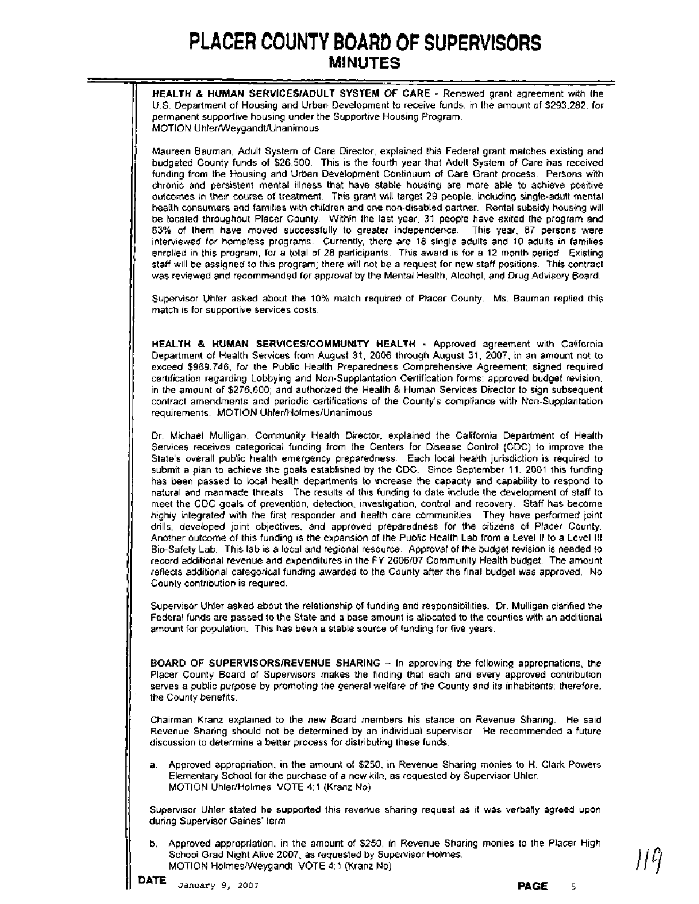**HEALTH & HUMAN SERVICES/ADULT SYSTEM OF CARE** - Renewed grant agreement with the U.S. Department of Housing and Urban Development to receive funds, in the amount of $293,282, for permanent supportive housing under the Supportive Housing Program.
MOTION Uhler/Weygandt/Unanimous

Maureen Bauman, Adult System of Care Director, explained this Federal grant matches existing and budgeted County funds of $26,500. This is the fourth year that Adult System of Care has received funding from the Housing and Urban Development Continuum of Care Grant process. Persons with chronic and persistent mental illness that have stable housing are more able to achieve positive outcomes in their course of treatment. This grant will target 29 people, including single-adult mental health consumers and families with children and one non-disabled partner. Rental subsidy housing will be located throughout Placer County. Within the last year, 31 people have exited the program and 83% of them have moved successfully to greater independence. This year, 87 persons were interviewed for homeless programs. Currently, there are 18 single adults and 10 adults in families enrolled in this program, for a total of 28 participants. This award is for a 12 month period. Existing staff will be assigned to this program; there will not be a request for new staff positions. This contract was reviewed and recommended for approval by the Mental Health, Alcohol, and Drug Advisory Board.

Supervisor Uhler asked about the 10% match required of Placer County. Ms. Bauman replied this match is for supportive services costs.

**HEALTH & HUMAN SERVICES/COMMUNITY HEALTH** - Approved agreement with California Department of Health Services from August 31, 2006 through August 31, 2007, in an amount not to exceed $969,746, for the Public Health Preparedness Comprehensive Agreement; signed required certification regarding Lobbying and Non-Supplantation Certification forms; approved budget revision, in the amount of $276,600; and authorized the Health & Human Services Director to sign subsequent contract amendments and periodic certifications of the County's compliance with Non-Supplantation requirements. MOTION Uhler/Holmes/Unanimous

Dr. Michael Mulligan, Community Health Director, explained the California Department of Health Services receives categorical funding from the Centers for Disease Control (CDC) to improve the State's overall public health emergency preparedness. Each local health jurisdiction is required to submit a plan to achieve the goals established by the CDC. Since September 11, 2001 this funding has been passed to local health departments to increase the capacity and capability to respond to natural and manmade threats. The results of this funding to date include the development of staff to meet the CDC goals of prevention, detection, investigation, control and recovery. Staff has become highly integrated with the first responder and health care communities. They have performed joint drills, developed joint objectives, and approved preparedness for the citizens of Placer County. Another outcome of this funding is the expansion of the Public Health Lab from a Level II to a Level III Bio-Safety Lab. This lab is a local and regional resource. Approval of the budget revision is needed to record additional revenue and expenditures in the FY 2006/07 Community Health budget. The amount reflects additional categorical funding awarded to the County after the final budget was approved. No County contribution is required.

Supervisor Uhler asked about the relationship of funding and responsibilities. Dr. Mulligan clarified the Federal funds are passed to the State and a base amount is allocated to the counties with an additional amount for population. This has been a stable source of funding for five years.

**BOARD OF SUPERVISORS/REVENUE SHARING** – In approving the following appropriations, the Placer County Board of Supervisors makes the finding that each and every approved contribution serves a public purpose by promoting the general welfare of the County and its inhabitants; therefore, the County benefits.

Chairman Kranz explained to the new Board members his stance on Revenue Sharing. He said Revenue Sharing should not be determined by an individual supervisor. He recommended a future discussion to determine a better process for distributing these funds.

a. Approved appropriation, in the amount of $250, in Revenue Sharing monies to H. Clark Powers Elementary School for the purchase of a new kiln, as requested by Supervisor Uhler.
MOTION Uhler/Holmes VOTE 4:1 (Kranz No)

Supervisor Uhler stated he supported this revenue sharing request as it was verbally agreed upon during Supervisor Gaines' term.

b. Approved appropriation, in the amount of $250, in Revenue Sharing monies to the Placer High School Grad Night Alive 2007, as requested by Supervisor Holmes.
MOTION Holmes/Weygandt VOTE 4:1 (Kranz No)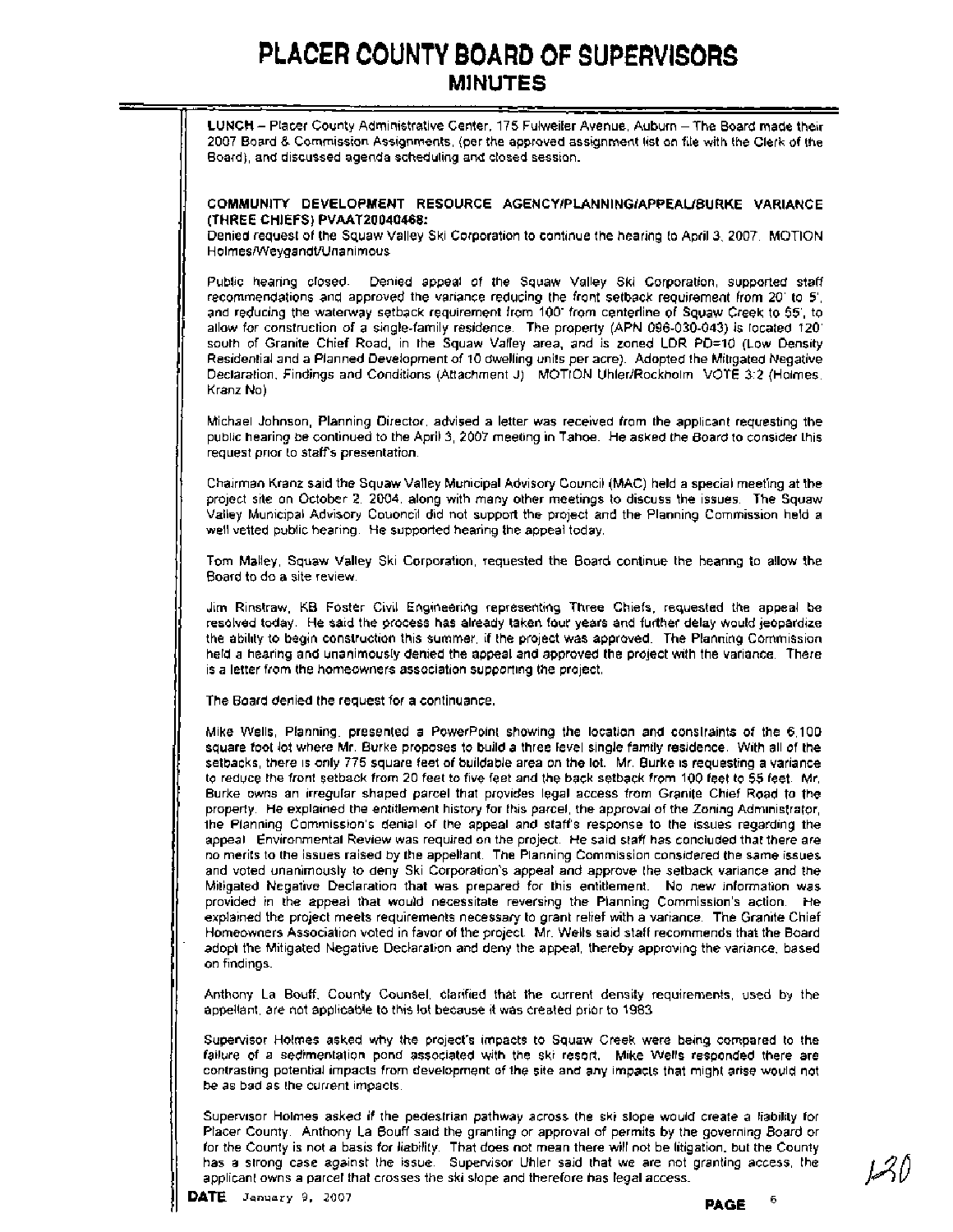# PLACER COUNTY BOARD OF SUPERVISORS
## MINUTES

**LUNCH** – Placer County Administrative Center, 175 Fulweiler Avenue, Auburn – The Board made their 2007 Board & Commission Assignments, (per the approved assignment list on file with the Clerk of the Board), and discussed agenda scheduling and closed session.

**COMMUNITY DEVELOPMENT RESOURCE AGENCY/PLANNING/APPEAL/BURKE VARIANCE (THREE CHIEFS) PVAAT20040468:**
Denied request of the Squaw Valley Ski Corporation to continue the hearing to April 3, 2007. MOTION Holmes/Weygandt/Unanimous

Public hearing closed. Denied appeal of the Squaw Valley Ski Corporation, supported staff recommendations and approved the variance reducing the front setback requirement from 20' to 5', and reducing the waterway setback requirement from 100' from centerline of Squaw Creek to 55', to allow for construction of a single-family residence. The property (APN 096-030-043) is located 120' south of Granite Chief Road, in the Squaw Valley area, and is zoned LDR PD=10 (Low Density Residential and a Planned Development of 10 dwelling units per acre). Adopted the Mitigated Negative Declaration, Findings and Conditions (Attachment J). MOTION Uhler/Rockholm VOTE 3:2 (Holmes, Kranz No)

Michael Johnson, Planning Director, advised a letter was received from the applicant requesting the public hearing be continued to the April 3, 2007 meeting in Tahoe. He asked the Board to consider this request prior to staff's presentation.

Chairman Kranz said the Squaw Valley Municipal Advisory Council (MAC) held a special meeting at the project site on October 2, 2004, along with many other meetings to discuss the issues. The Squaw Valley Municipal Advisory Couoncil did not support the project and the Planning Commission held a well vetted public hearing. He supported hearing the appeal today.

Tom Malley, Squaw Valley Ski Corporation, requested the Board continue the hearing to allow the Board to do a site review.

Jim Rinstraw, KB Foster Civil Engineering representing Three Chiefs, requested the appeal be resolved today. He said the process has already taken four years and further delay would jeopardize the ability to begin construction this summer, if the project was approved. The Planning Commission held a hearing and unanimously denied the appeal and approved the project with the variance. There is a letter from the homeowners association supporting the project.

The Board denied the request for a continuance.

Mike Wells, Planning, presented a PowerPoint showing the location and constraints of the 6,100 square foot lot where Mr. Burke proposes to build a three level single family residence. With all of the setbacks, there is only 775 square feet of buildable area on the lot. Mr. Burke is requesting a variance to reduce the front setback from 20 feet to five feet and the back setback from 100 feet to 55 feet. Mr. Burke owns an irregular shaped parcel that provides legal access from Granite Chief Road to the property. He explained the entitlement history for this parcel, the approval of the Zoning Administrator, the Planning Commission's denial of the appeal and staff's response to the issues regarding the appeal. Environmental Review was required on the project. He said staff has concluded that there are no merits to the issues raised by the appellant. The Planning Commission considered the same issues and voted unanimously to deny Ski Corporation's appeal and approve the setback variance and the Mitigated Negative Declaration that was prepared for this entitlement. No new information was provided in the appeal that would necessitate reversing the Planning Commission's action. He explained the project meets requirements necessary to grant relief with a variance. The Granite Chief Homeowners Association voted in favor of the project. Mr. Wells said staff recommends that the Board adopt the Mitigated Negative Declaration and deny the appeal, thereby approving the variance, based on findings.

Anthony La Bouff, County Counsel, clarified that the current density requirements, used by the appellant, are not applicable to this lot because it was created prior to 1983.

Supervisor Holmes asked why the project's impacts to Squaw Creek were being compared to the failure of a sedimentation pond associated with the ski resort. Mike Wells responded there are contrasting potential impacts from development of the site and any impacts that might arise would not be as bad as the current impacts.

Supervisor Holmes asked if the pedestrian pathway across the ski slope would create a liability for Placer County. Anthony La Bouff said the granting or approval of permits by the governing Board or for the County is not a basis for liability. That does not mean there will not be litigation, but the County has a strong case against the issue. Supervisor Uhler said that we are not granting access, the applicant owns a parcel that crosses the ski slope and therefore has legal access.

**DATE** January 9, 2007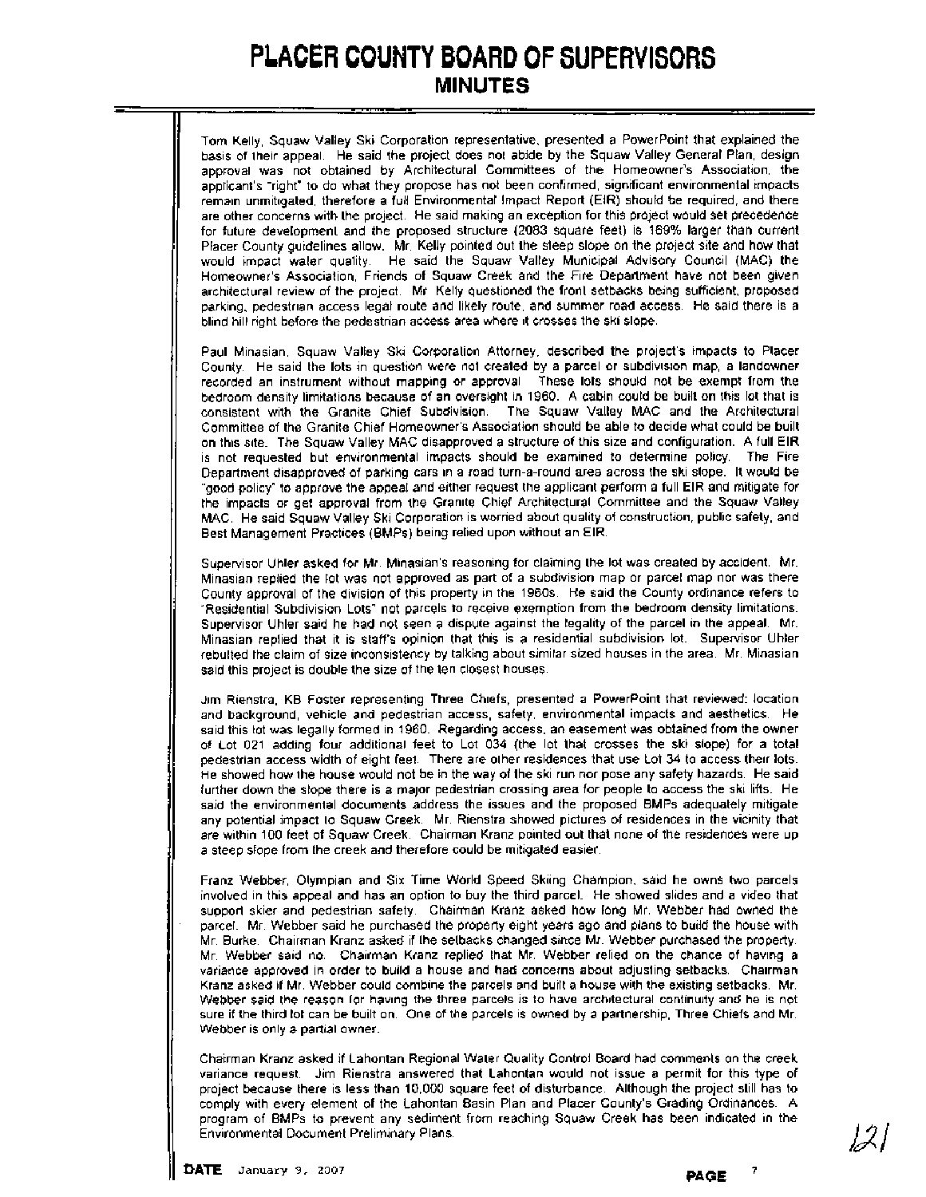Tom Kelly, Squaw Valley Ski Corporation representative, presented a PowerPoint that explained the basis of their appeal. He said the project does not abide by the Squaw Valley General Plan, design approval was not obtained by Architectural Committees of the Homeowner's Association, the applicant's "right" to do what they propose has not been confirmed, significant environmental impacts remain unmitigated, therefore a full Environmental Impact Report (EIR) should be required, and there are other concerns with the project. He said making an exception for this project would set precedence for future development and the proposed structure (2083 square feet) is 169% larger than current Placer County guidelines allow. Mr. Kelly pointed out the steep slope on the project site and how that would impact water quality. He said the Squaw Valley Municipal Advisory Council (MAC) the Homeowner's Association, Friends of Squaw Creek and the Fire Department have not been given architectural review of the project. Mr. Kelly questioned the front setbacks being sufficient, proposed parking, pedestrian access legal route and likely route, and summer road access. He said there is a blind hill right before the pedestrian access area where it crosses the ski slope.

Paul Minasian, Squaw Valley Ski Corporation Attorney, described the project's impacts to Placer County. He said the lots in question were not created by a parcel or subdivision map, a landowner recorded an instrument without mapping or approval. These lots should not be exempt from the bedroom density limitations because of an oversight in 1960. A cabin could be built on this lot that is consistent with the Granite Chief Subdivision. The Squaw Valley MAC and the Architectural Committee of the Granite Chief Homeowner's Association should be able to decide what could be built on this site. The Squaw Valley MAC disapproved a structure of this size and configuration. A full EIR is not requested but environmental impacts should be examined to determine policy. The Fire Department disapproved of parking cars in a road turn-a-round area across the ski slope. It would be "good policy" to approve the appeal and either request the applicant perform a full EIR and mitigate for the impacts or get approval from the Granite Chief Architectural Committee and the Squaw Valley MAC. He said Squaw Valley Ski Corporation is worried about quality of construction, public safety, and Best Management Practices (BMPs) being relied upon without an EIR.

Supervisor Uhler asked for Mr. Minasian's reasoning for claiming the lot was created by accident. Mr. Minasian replied the lot was not approved as part of a subdivision map or parcel map nor was there County approval of the division of this property in the 1960s. He said the County ordinance refers to "Residential Subdivision Lots" not parcels to receive exemption from the bedroom density limitations. Supervisor Uhler said he had not seen a dispute against the legality of the parcel in the appeal. Mr. Minasian replied that it is staff's opinion that this is a residential subdivision lot. Supervisor Uhler rebutted the claim of size inconsistency by talking about similar sized houses in the area. Mr. Minasian said this project is double the size of the ten closest houses.

Jim Rienstra, KB Foster representing Three Chiefs, presented a PowerPoint that reviewed: location and background, vehicle and pedestrian access, safety, environmental impacts and aesthetics. He said this lot was legally formed in 1960. Regarding access, an easement was obtained from the owner of Lot 021 adding four additional feet to Lot 034 (the lot that crosses the ski slope) for a total pedestrian access width of eight feet. There are other residences that use Lot 34 to access their lots. He showed how the house would not be in the way of the ski run nor pose any safety hazards. He said further down the slope there is a major pedestrian crossing area for people to access the ski lifts. He said the environmental documents address the issues and the proposed BMPs adequately mitigate any potential impact to Squaw Creek. Mr. Rienstra showed pictures of residences in the vicinity that are within 100 feet of Squaw Creek. Chairman Kranz pointed out that none of the residences were up a steep slope from the creek and therefore could be mitigated easier.

Franz Webber, Olympian and Six Time World Speed Skiing Champion, said he owns two parcels involved in this appeal and has an option to buy the third parcel. He showed slides and a video that support skier and pedestrian safety. Chairman Kranz asked how long Mr. Webber had owned the parcel. Mr. Webber said he purchased the property eight years ago and plans to build the house with Mr. Burke. Chairman Kranz asked if the setbacks changed since Mr. Webber purchased the property. Mr. Webber said no. Chairman Kranz replied that Mr. Webber relied on the chance of having a variance approved in order to build a house and had concerns about adjusting setbacks. Chairman Kranz asked if Mr. Webber could combine the parcels and built a house with the existing setbacks. Mr. Webber said the reason for having the three parcels is to have architectural continuity and he is not sure if the third lot can be built on. One of the parcels is owned by a partnership, Three Chiefs and Mr. Webber is only a partial owner.

Chairman Kranz asked if Lahontan Regional Water Quality Control Board had comments on the creek variance request. Jim Rienstra answered that Lahontan would not issue a permit for this type of project because there is less than 10,000 square feet of disturbance. Although the project still has to comply with every element of the Lahontan Basin Plan and Placer County's Grading Ordinances. A program of BMPs to prevent any sediment from reaching Squaw Creek has been indicated in the Environmental Document Preliminary Plans.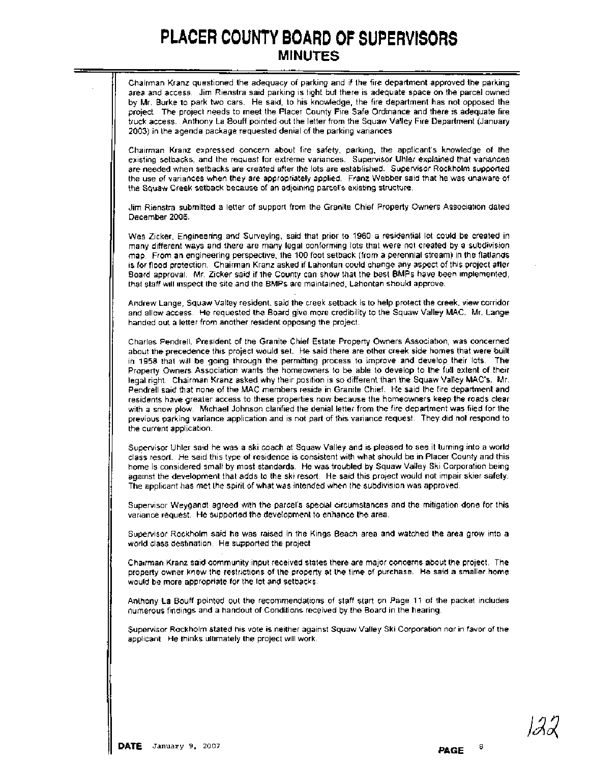# PLACER COUNTY BOARD OF SUPERVISORS
## MINUTES

Chairman Kranz questioned the adequacy of parking and if the fire department approved the parking area and access. Jim Rienstra said parking is tight but there is adequate space on the parcel owned by Mr. Burke to park two cars. He said, to his knowledge, the fire department has not opposed the project. The project needs to meet the Placer County Fire Safe Ordinance and there is adequate fire truck access. Anthony La Bouff pointed out the letter from the Squaw Valley Fire Department (January 2003) in the agenda package requested denial of the parking variances.

Chairman Kranz expressed concern about fire safety, parking, the applicant's knowledge of the existing setbacks, and the request for extreme variances. Supervisor Uhler explained that variances are needed when setbacks are created after the lots are established. Supervisor Rockholm supported the use of variances when they are appropriately applied. Franz Webber said that he was unaware of the Squaw Creek setback because of an adjoining parcel's existing structure.

Jim Rienstra submitted a letter of support from the Granite Chief Property Owners Association dated December 2006.

Wes Zicker, Engineering and Surveying, said that prior to 1960 a residential lot could be created in many different ways and there are many legal conforming lots that were not created by a subdivision map. From an engineering perspective, the 100 foot setback (from a perennial stream) in the flatlands is for flood protection. Chairman Kranz asked if Lahontan could change any aspect of this project after Board approval. Mr. Zicker said if the County can show that the best BMPs have been implemented, that staff will inspect the site and the BMPs are maintained, Lahontan should approve.

Andrew Lange, Squaw Valley resident, said the creek setback is to help protect the creek, view corridor and allow access. He requested the Board give more credibility to the Squaw Valley MAC. Mr. Lange handed out a letter from another resident opposing the project.

Charles Pendrell, President of the Granite Chief Estate Property Owners Association, was concerned about the precedence this project would set. He said there are other creek side homes that were built in 1958 that will be going through the permitting process to improve and develop their lots. The Property Owners Association wants the homeowners to be able to develop to the full extent of their legal right. Chairman Kranz asked why their position is so different than the Squaw Valley MAC's. Mr. Pendrell said that none of the MAC members reside in Granite Chief. He said the fire department and residents have greater access to these properties now because the homeowners keep the roads clear with a snow plow. Michael Johnson clarified the denial letter from the fire department was filed for the previous parking variance application and is not part of this variance request. They did not respond to the current application.

Supervisor Uhler said he was a ski coach at Squaw Valley and is pleased to see it turning into a world class resort. He said this type of residence is consistent with what should be in Placer County and this home is considered small by most standards. He was troubled by Squaw Valley Ski Corporation being against the development that adds to the ski resort. He said this project would not impair skier safety. The applicant has met the spirit of what was intended when the subdivision was approved.

Supervisor Weygandt agreed with the parcel's special circumstances and the mitigation done for this variance request. He supported the development to enhance the area.

Supervisor Rockholm said he was raised in the Kings Beach area and watched the area grow into a world class destination. He supported the project.

Chairman Kranz said community input received states there are major concerns about the project. The property owner knew the restrictions of the property at the time of purchase. He said a smaller home would be more appropriate for the lot and setbacks.

Anthony La Bouff pointed out the recommendations of staff start on Page 11 of the packet includes numerous findings and a handout of Conditions received by the Board in the hearing.

Supervisor Rockholm stated his vote is neither against Squaw Valley Ski Corporation nor in favor of the applicant. He thinks ultimately the project will work.

**DATE** January 9, 2007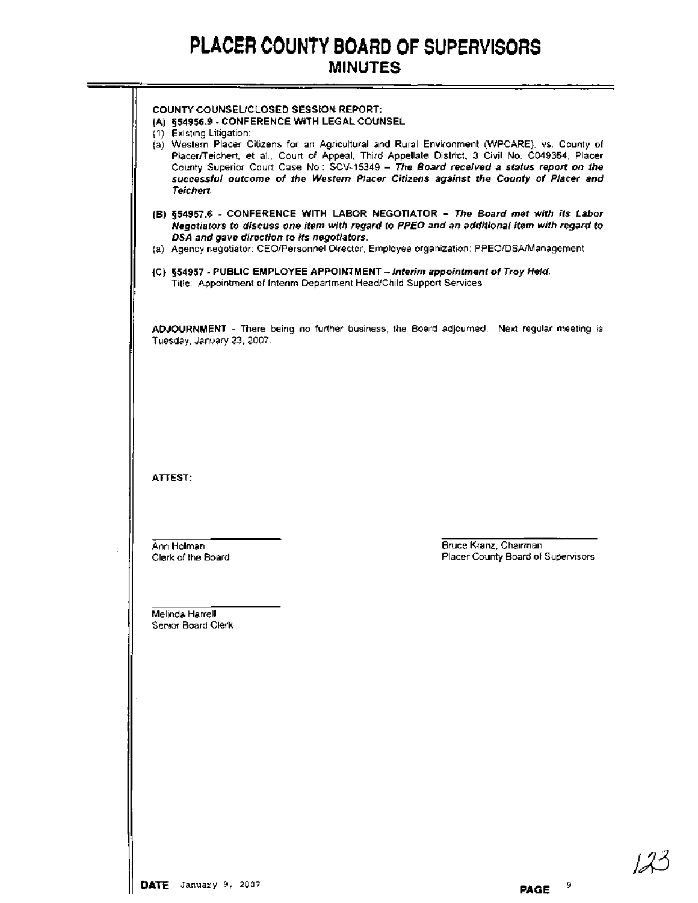# PLACER COUNTY BOARD OF SUPERVISORS
## MINUTES

**COUNTY COUNSEL/CLOSED SESSION REPORT:**

**(A) §54956.9 - CONFERENCE WITH LEGAL COUNSEL**

(1) Existing Litigation:

(a) Western Placer Citizens for an Agricultural and Rural Environment (WPCARE), vs. County of Placer/Teichert, et al., Court of Appeal, Third Appellate District, 3 Civil No. C049364, Placer County Superior Court Case No.: SCV-15349 – ***The Board received a status report on the successful outcome of the Western Placer Citizens against the County of Placer and Teichert.***

**(B) §54957.6 - CONFERENCE WITH LABOR NEGOTIATOR –** ***The Board met with its Labor Negotiators to discuss one item with regard to PPEO and an additional item with regard to DSA and gave direction to its negotiators.***

(a) Agency negotiator: CEO/Personnel Director, Employee organization: PPEO/DSA/Management

**(C) §54957 - PUBLIC EMPLOYEE APPOINTMENT –** ***Interim appointment of Troy Held.***
Title: Appointment of Interim Department Head/Child Support Services

**ADJOURNMENT** - There being no further business, the Board adjourned. Next regular meeting is Tuesday, January 23, 2007.

**ATTEST:**

Ann Holman
Clerk of the Board

Bruce Kranz, Chairman
Placer County Board of Supervisors

Melinda Harrell
Senior Board Clerk

**DATE** January 9, 2007